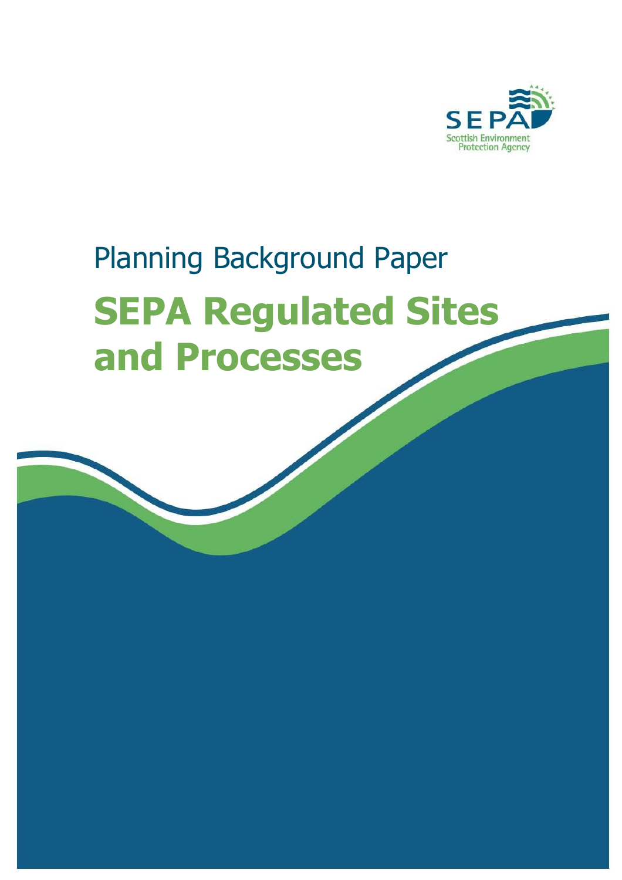SEPA
Scottish Environment Protection Agency

Planning Background Paper

# SEPA Regulated Sites and Processes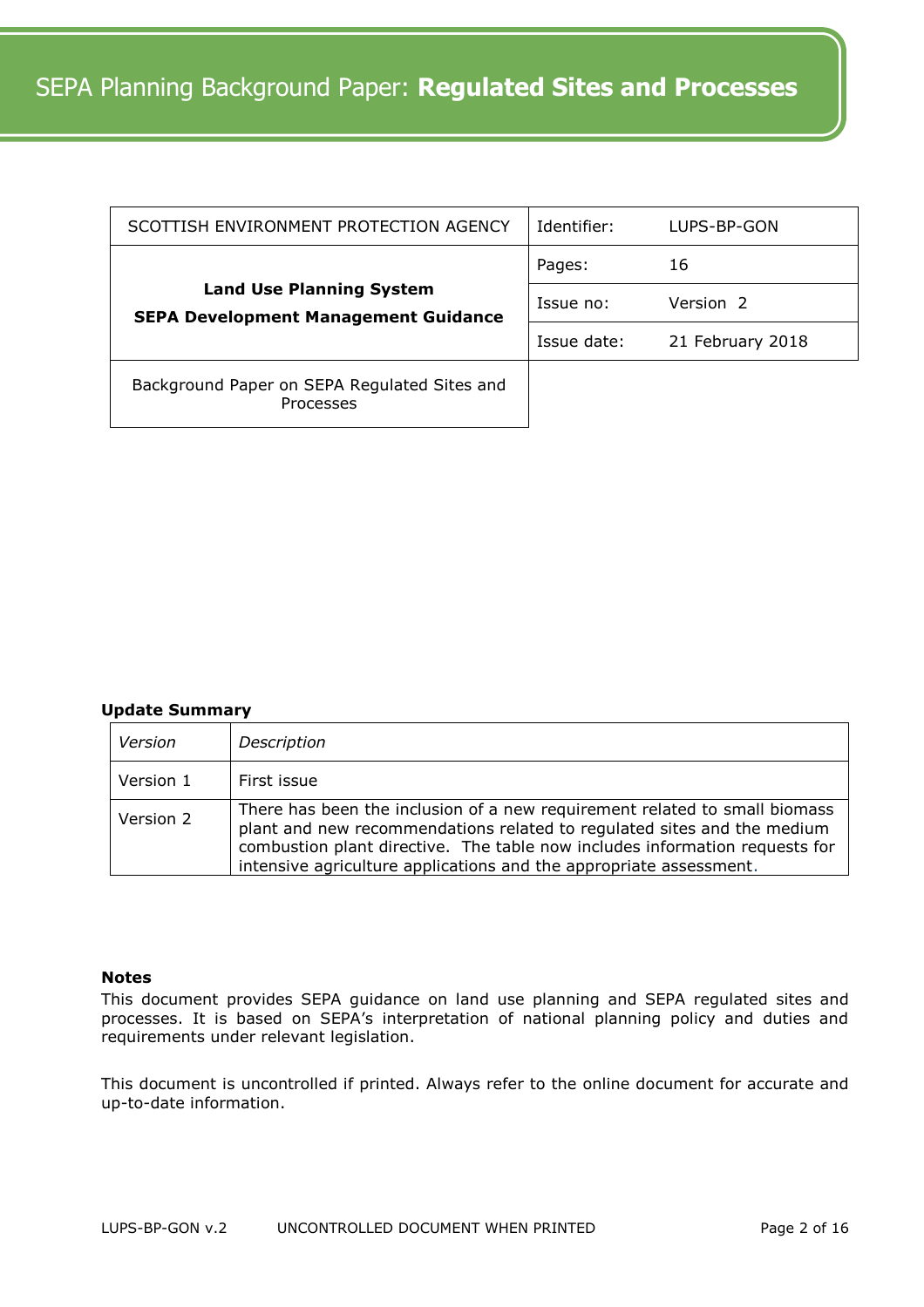# SEPA Planning Background Paper: **Regulated Sites and Processes**

| SCOTTISH ENVIRONMENT PROTECTION AGENCY | Identifier: | LUPS-BP-GON |
|---|---|---|
| **Land Use Planning System**<br>**SEPA Development Management Guidance** | Pages: | 16 |
| | Issue no: | Version 2 |
| | Issue date: | 21 February 2018 |
| Background Paper on SEPA Regulated Sites and Processes | | |

**Update Summary**

| *Version* | *Description* |
|---|---|
| Version 1 | First issue |
| Version 2 | There has been the inclusion of a new requirement related to small biomass plant and new recommendations related to regulated sites and the medium combustion plant directive. The table now includes information requests for intensive agriculture applications and the appropriate assessment. |

**Notes**

This document provides SEPA guidance on land use planning and SEPA regulated sites and processes. It is based on SEPA's interpretation of national planning policy and duties and requirements under relevant legislation.

This document is uncontrolled if printed. Always refer to the online document for accurate and up-to-date information.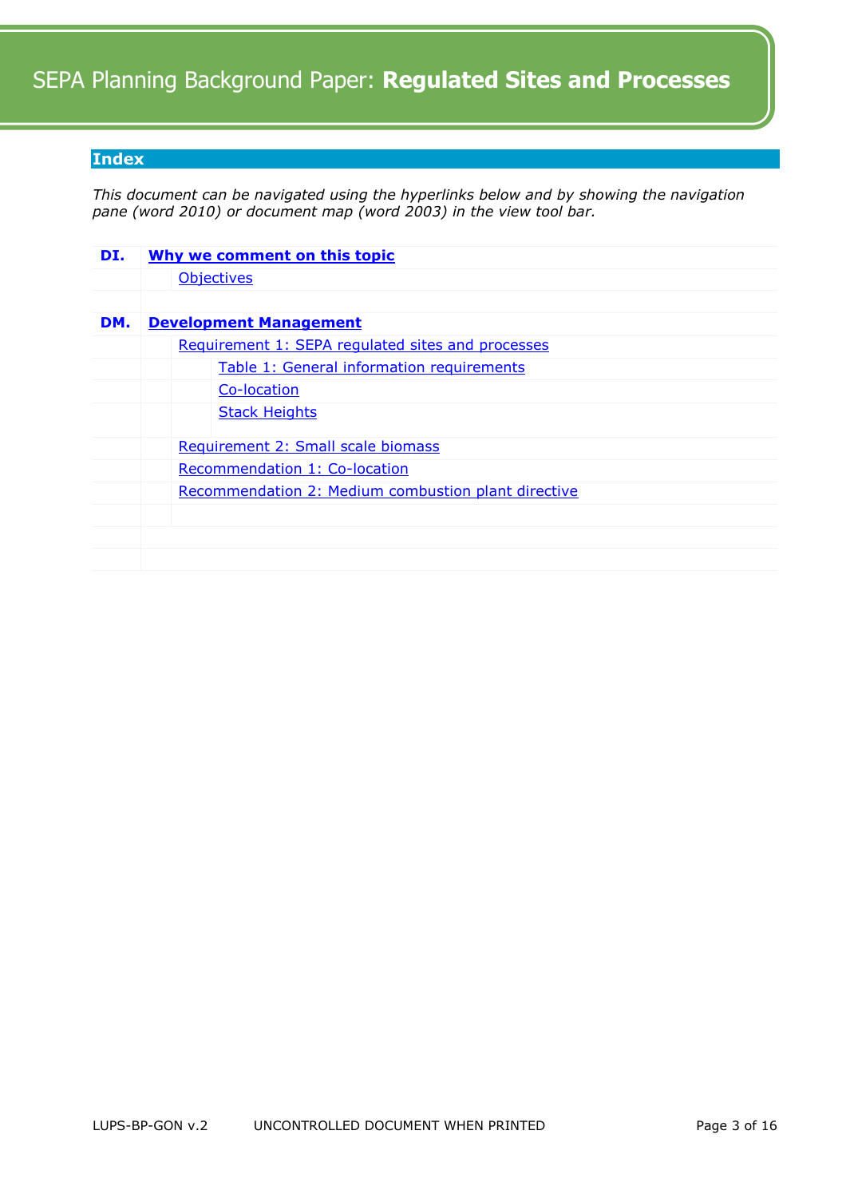## Index

*This document can be navigated using the hyperlinks below and by showing the navigation pane (word 2010) or document map (word 2003) in the view tool bar.*

**DI.** **Why we comment on this topic**

- Objectives

**DM.** **Development Management**

- Requirement 1: SEPA regulated sites and processes
    - Table 1: General information requirements
    - Co-location
    - Stack Heights
- Requirement 2: Small scale biomass
- Recommendation 1: Co-location
- Recommendation 2: Medium combustion plant directive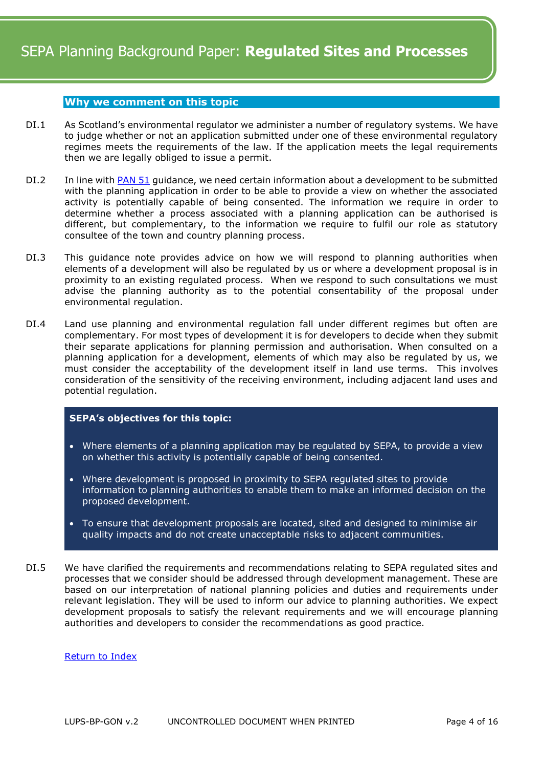# SEPA Planning Background Paper: **Regulated Sites and Processes**

## Why we comment on this topic

DI.1 As Scotland's environmental regulator we administer a number of regulatory systems. We have to judge whether or not an application submitted under one of these environmental regulatory regimes meets the requirements of the law. If the application meets the legal requirements then we are legally obliged to issue a permit.

DI.2 In line with [PAN 51](PAN 51) guidance, we need certain information about a development to be submitted with the planning application in order to be able to provide a view on whether the associated activity is potentially capable of being consented. The information we require in order to determine whether a process associated with a planning application can be authorised is different, but complementary, to the information we require to fulfil our role as statutory consultee of the town and country planning process.

DI.3 This guidance note provides advice on how we will respond to planning authorities when elements of a development will also be regulated by us or where a development proposal is in proximity to an existing regulated process. When we respond to such consultations we must advise the planning authority as to the potential consentability of the proposal under environmental regulation.

DI.4 Land use planning and environmental regulation fall under different regimes but often are complementary. For most types of development it is for developers to decide when they submit their separate applications for planning permission and authorisation. When consulted on a planning application for a development, elements of which may also be regulated by us, we must consider the acceptability of the development itself in land use terms. This involves consideration of the sensitivity of the receiving environment, including adjacent land uses and potential regulation.

**SEPA's objectives for this topic:**

- Where elements of a planning application may be regulated by SEPA, to provide a view on whether this activity is potentially capable of being consented.
- Where development is proposed in proximity to SEPA regulated sites to provide information to planning authorities to enable them to make an informed decision on the proposed development.
- To ensure that development proposals are located, sited and designed to minimise air quality impacts and do not create unacceptable risks to adjacent communities.

DI.5 We have clarified the requirements and recommendations relating to SEPA regulated sites and processes that we consider should be addressed through development management. These are based on our interpretation of national planning policies and duties and requirements under relevant legislation. They will be used to inform our advice to planning authorities. We expect development proposals to satisfy the relevant requirements and we will encourage planning authorities and developers to consider the recommendations as good practice.

[Return to Index](Return to Index)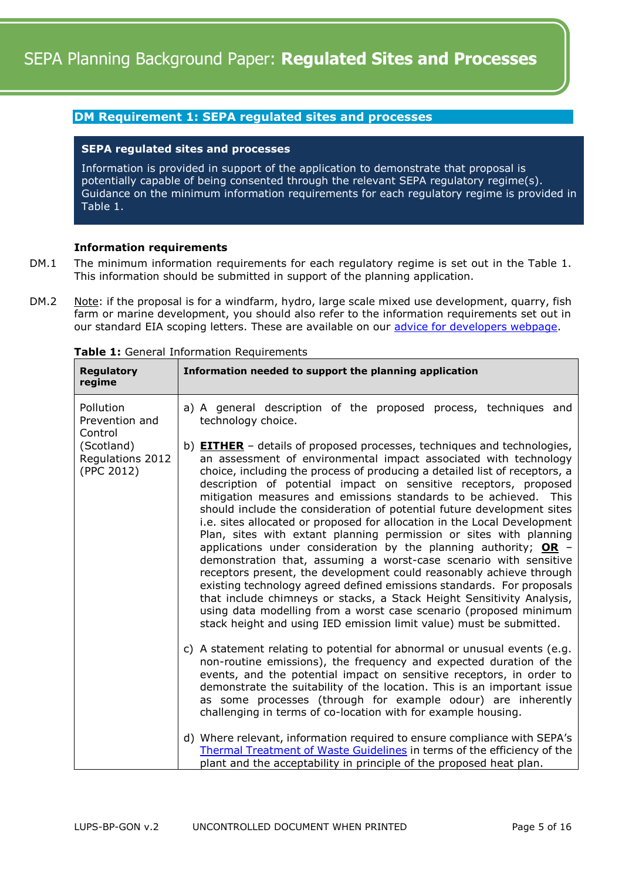## DM Requirement 1: SEPA regulated sites and processes

**SEPA regulated sites and processes**

Information is provided in support of the application to demonstrate that proposal is potentially capable of being consented through the relevant SEPA regulatory regime(s). Guidance on the minimum information requirements for each regulatory regime is provided in Table 1.

### Information requirements

DM.1 The minimum information requirements for each regulatory regime is set out in the Table 1. This information should be submitted in support of the planning application.

DM.2 Note: if the proposal is for a windfarm, hydro, large scale mixed use development, quarry, fish farm or marine development, you should also refer to the information requirements set out in our standard EIA scoping letters. These are available on our advice for developers webpage.

**Table 1:** General Information Requirements

| Regulatory regime | Information needed to support the planning application |
| --- | --- |
| Pollution Prevention and Control (Scotland) Regulations 2012 (PPC 2012) | a) A general description of the proposed process, techniques and technology choice.<br><br>b) **EITHER** – details of proposed processes, techniques and technologies, an assessment of environmental impact associated with technology choice, including the process of producing a detailed list of receptors, a description of potential impact on sensitive receptors, proposed mitigation measures and emissions standards to be achieved. This should include the consideration of potential future development sites i.e. sites allocated or proposed for allocation in the Local Development Plan, sites with extant planning permission or sites with planning applications under consideration by the planning authority; **OR** – demonstration that, assuming a worst-case scenario with sensitive receptors present, the development could reasonably achieve through existing technology agreed defined emissions standards. For proposals that include chimneys or stacks, a Stack Height Sensitivity Analysis, using data modelling from a worst case scenario (proposed minimum stack height and using IED emission limit value) must be submitted.<br><br>c) A statement relating to potential for abnormal or unusual events (e.g. non-routine emissions), the frequency and expected duration of the events, and the potential impact on sensitive receptors, in order to demonstrate the suitability of the location. This is an important issue as some processes (through for example odour) are inherently challenging in terms of co-location with for example housing.<br><br>d) Where relevant, information required to ensure compliance with SEPA's Thermal Treatment of Waste Guidelines in terms of the efficiency of the plant and the acceptability in principle of the proposed heat plan. |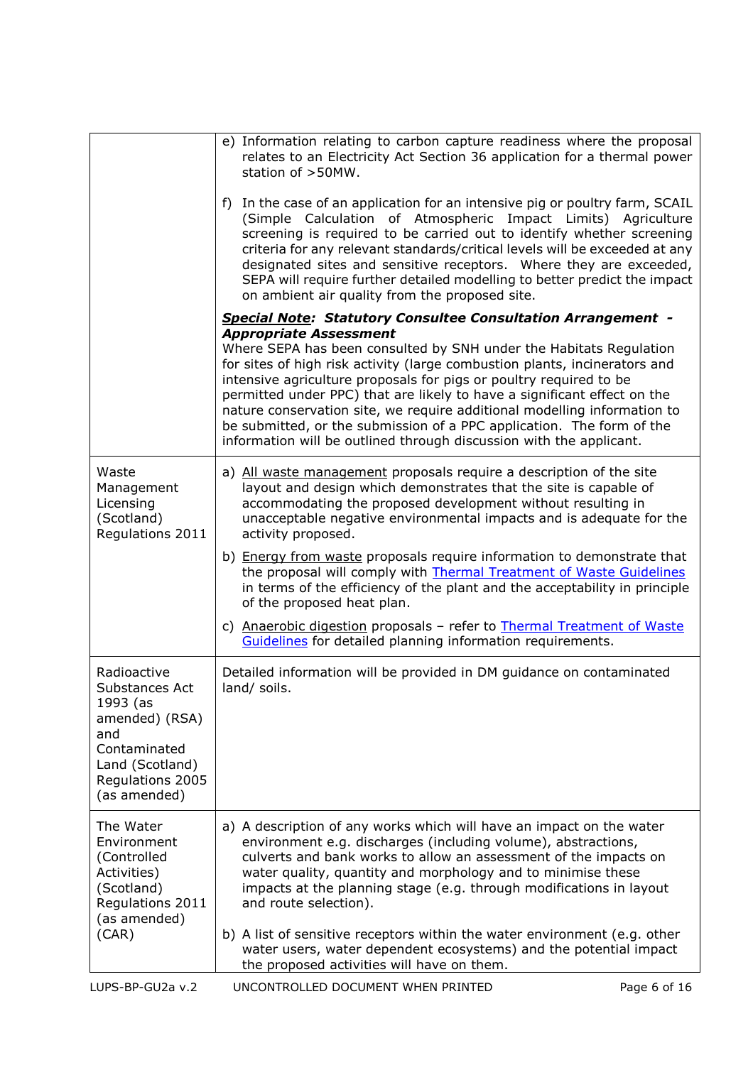| | |
|---|---|
| | e) Information relating to carbon capture readiness where the proposal relates to an Electricity Act Section 36 application for a thermal power station of >50MW.<br><br>f) In the case of an application for an intensive pig or poultry farm, SCAIL (Simple Calculation of Atmospheric Impact Limits) Agriculture screening is required to be carried out to identify whether screening criteria for any relevant standards/critical levels will be exceeded at any designated sites and sensitive receptors. Where they are exceeded, SEPA will require further detailed modelling to better predict the impact on ambient air quality from the proposed site.<br><br>***<u>Special Note</u>*: *Statutory Consultee Consultation Arrangement - Appropriate Assessment***<br>Where SEPA has been consulted by SNH under the Habitats Regulation for sites of high risk activity (large combustion plants, incinerators and intensive agriculture proposals for pigs or poultry required to be permitted under PPC) that are likely to have a significant effect on the nature conservation site, we require additional modelling information to be submitted, or the submission of a PPC application. The form of the information will be outlined through discussion with the applicant. |
| Waste Management Licensing (Scotland) Regulations 2011 | a) <u>All waste management</u> proposals require a description of the site layout and design which demonstrates that the site is capable of accommodating the proposed development without resulting in unacceptable negative environmental impacts and is adequate for the activity proposed.<br><br>b) <u>Energy from waste</u> proposals require information to demonstrate that the proposal will comply with Thermal Treatment of Waste Guidelines in terms of the efficiency of the plant and the acceptability in principle of the proposed heat plan.<br><br>c) <u>Anaerobic digestion</u> proposals – refer to Thermal Treatment of Waste Guidelines for detailed planning information requirements. |
| Radioactive Substances Act 1993 (as amended) (RSA) and Contaminated Land (Scotland) Regulations 2005 (as amended) | Detailed information will be provided in DM guidance on contaminated land/ soils. |
| The Water Environment (Controlled Activities) (Scotland) Regulations 2011 (as amended) (CAR) | a) A description of any works which will have an impact on the water environment e.g. discharges (including volume), abstractions, culverts and bank works to allow an assessment of the impacts on water quality, quantity and morphology and to minimise these impacts at the planning stage (e.g. through modifications in layout and route selection).<br><br>b) A list of sensitive receptors within the water environment (e.g. other water users, water dependent ecosystems) and the potential impact the proposed activities will have on them. |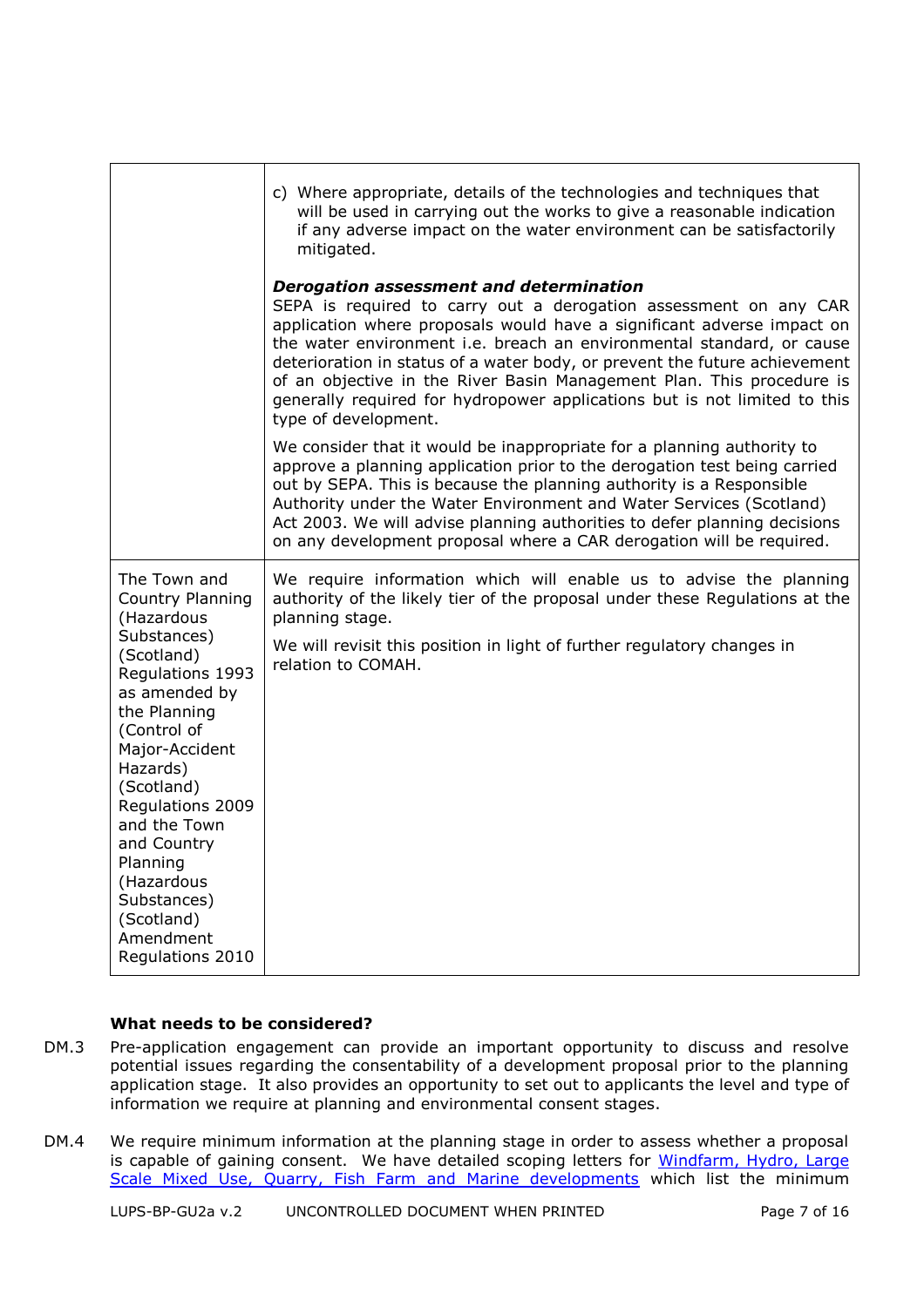| | |
|---|---|
| | c) Where appropriate, details of the technologies and techniques that will be used in carrying out the works to give a reasonable indication if any adverse impact on the water environment can be satisfactorily mitigated.<br><br>***Derogation assessment and determination***<br>SEPA is required to carry out a derogation assessment on any CAR application where proposals would have a significant adverse impact on the water environment i.e. breach an environmental standard, or cause deterioration in status of a water body, or prevent the future achievement of an objective in the River Basin Management Plan. This procedure is generally required for hydropower applications but is not limited to this type of development.<br><br>We consider that it would be inappropriate for a planning authority to approve a planning application prior to the derogation test being carried out by SEPA. This is because the planning authority is a Responsible Authority under the Water Environment and Water Services (Scotland) Act 2003. We will advise planning authorities to defer planning decisions on any development proposal where a CAR derogation will be required. |
| The Town and Country Planning (Hazardous Substances) (Scotland) Regulations 1993 as amended by the Planning (Control of Major-Accident Hazards) (Scotland) Regulations 2009 and the Town and Country Planning (Hazardous Substances) (Scotland) Amendment Regulations 2010 | We require information which will enable us to advise the planning authority of the likely tier of the proposal under these Regulations at the planning stage.<br><br>We will revisit this position in light of further regulatory changes in relation to COMAH. |

**What needs to be considered?**

DM.3 Pre-application engagement can provide an important opportunity to discuss and resolve potential issues regarding the consentability of a development proposal prior to the planning application stage. It also provides an opportunity to set out to applicants the level and type of information we require at planning and environmental consent stages.

DM.4 We require minimum information at the planning stage in order to assess whether a proposal is capable of gaining consent. We have detailed scoping letters for Windfarm, Hydro, Large Scale Mixed Use, Quarry, Fish Farm and Marine developments which list the minimum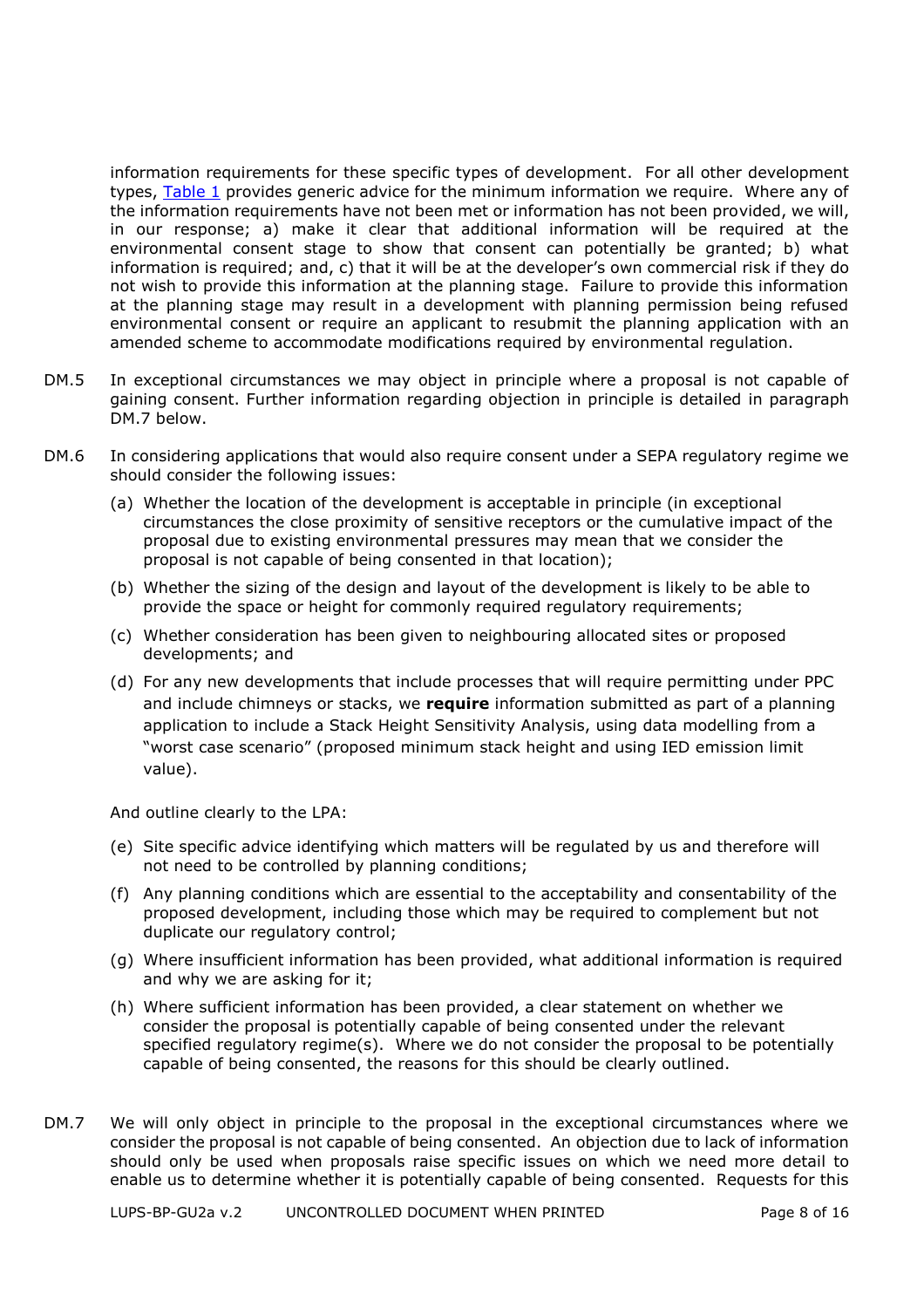information requirements for these specific types of development. For all other development types, [Table 1](#) provides generic advice for the minimum information we require. Where any of the information requirements have not been met or information has not been provided, we will, in our response; a) make it clear that additional information will be required at the environmental consent stage to show that consent can potentially be granted; b) what information is required; and, c) that it will be at the developer's own commercial risk if they do not wish to provide this information at the planning stage. Failure to provide this information at the planning stage may result in a development with planning permission being refused environmental consent or require an applicant to resubmit the planning application with an amended scheme to accommodate modifications required by environmental regulation.

DM.5 In exceptional circumstances we may object in principle where a proposal is not capable of gaining consent. Further information regarding objection in principle is detailed in paragraph DM.7 below.

DM.6 In considering applications that would also require consent under a SEPA regulatory regime we should consider the following issues:

(a) Whether the location of the development is acceptable in principle (in exceptional circumstances the close proximity of sensitive receptors or the cumulative impact of the proposal due to existing environmental pressures may mean that we consider the proposal is not capable of being consented in that location);

(b) Whether the sizing of the design and layout of the development is likely to be able to provide the space or height for commonly required regulatory requirements;

(c) Whether consideration has been given to neighbouring allocated sites or proposed developments; and

(d) For any new developments that include processes that will require permitting under PPC and include chimneys or stacks, we **require** information submitted as part of a planning application to include a Stack Height Sensitivity Analysis, using data modelling from a "worst case scenario" (proposed minimum stack height and using IED emission limit value).

And outline clearly to the LPA:

(e) Site specific advice identifying which matters will be regulated by us and therefore will not need to be controlled by planning conditions;

(f) Any planning conditions which are essential to the acceptability and consentability of the proposed development, including those which may be required to complement but not duplicate our regulatory control;

(g) Where insufficient information has been provided, what additional information is required and why we are asking for it;

(h) Where sufficient information has been provided, a clear statement on whether we consider the proposal is potentially capable of being consented under the relevant specified regulatory regime(s). Where we do not consider the proposal to be potentially capable of being consented, the reasons for this should be clearly outlined.

DM.7 We will only object in principle to the proposal in the exceptional circumstances where we consider the proposal is not capable of being consented. An objection due to lack of information should only be used when proposals raise specific issues on which we need more detail to enable us to determine whether it is potentially capable of being consented. Requests for this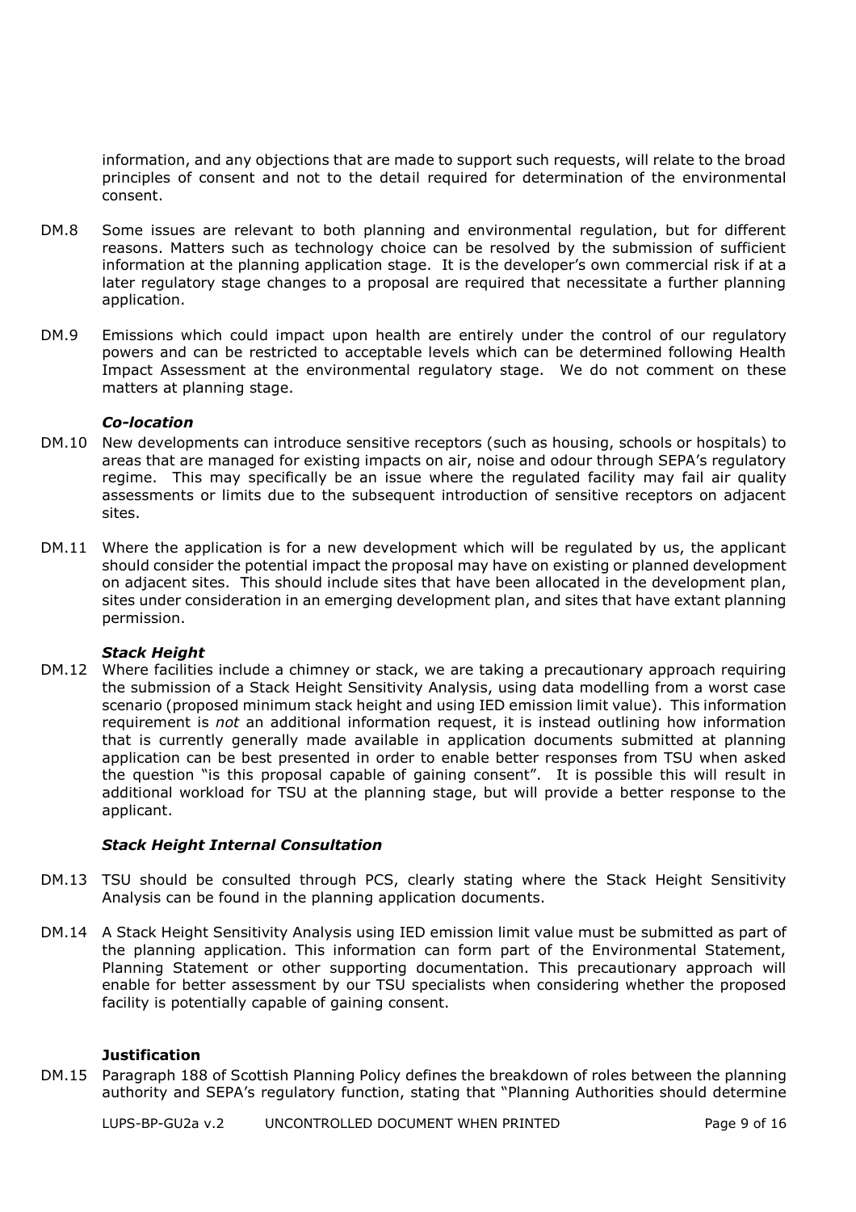information, and any objections that are made to support such requests, will relate to the broad principles of consent and not to the detail required for determination of the environmental consent.

DM.8 Some issues are relevant to both planning and environmental regulation, but for different reasons. Matters such as technology choice can be resolved by the submission of sufficient information at the planning application stage. It is the developer's own commercial risk if at a later regulatory stage changes to a proposal are required that necessitate a further planning application.

DM.9 Emissions which could impact upon health are entirely under the control of our regulatory powers and can be restricted to acceptable levels which can be determined following Health Impact Assessment at the environmental regulatory stage. We do not comment on these matters at planning stage.

***Co-location***

DM.10 New developments can introduce sensitive receptors (such as housing, schools or hospitals) to areas that are managed for existing impacts on air, noise and odour through SEPA's regulatory regime. This may specifically be an issue where the regulated facility may fail air quality assessments or limits due to the subsequent introduction of sensitive receptors on adjacent sites.

DM.11 Where the application is for a new development which will be regulated by us, the applicant should consider the potential impact the proposal may have on existing or planned development on adjacent sites. This should include sites that have been allocated in the development plan, sites under consideration in an emerging development plan, and sites that have extant planning permission.

***Stack Height***

DM.12 Where facilities include a chimney or stack, we are taking a precautionary approach requiring the submission of a Stack Height Sensitivity Analysis, using data modelling from a worst case scenario (proposed minimum stack height and using IED emission limit value). This information requirement is *not* an additional information request, it is instead outlining how information that is currently generally made available in application documents submitted at planning application can be best presented in order to enable better responses from TSU when asked the question "is this proposal capable of gaining consent". It is possible this will result in additional workload for TSU at the planning stage, but will provide a better response to the applicant.

***Stack Height Internal Consultation***

DM.13 TSU should be consulted through PCS, clearly stating where the Stack Height Sensitivity Analysis can be found in the planning application documents.

DM.14 A Stack Height Sensitivity Analysis using IED emission limit value must be submitted as part of the planning application. This information can form part of the Environmental Statement, Planning Statement or other supporting documentation. This precautionary approach will enable for better assessment by our TSU specialists when considering whether the proposed facility is potentially capable of gaining consent.

**Justification**

DM.15 Paragraph 188 of Scottish Planning Policy defines the breakdown of roles between the planning authority and SEPA's regulatory function, stating that "Planning Authorities should determine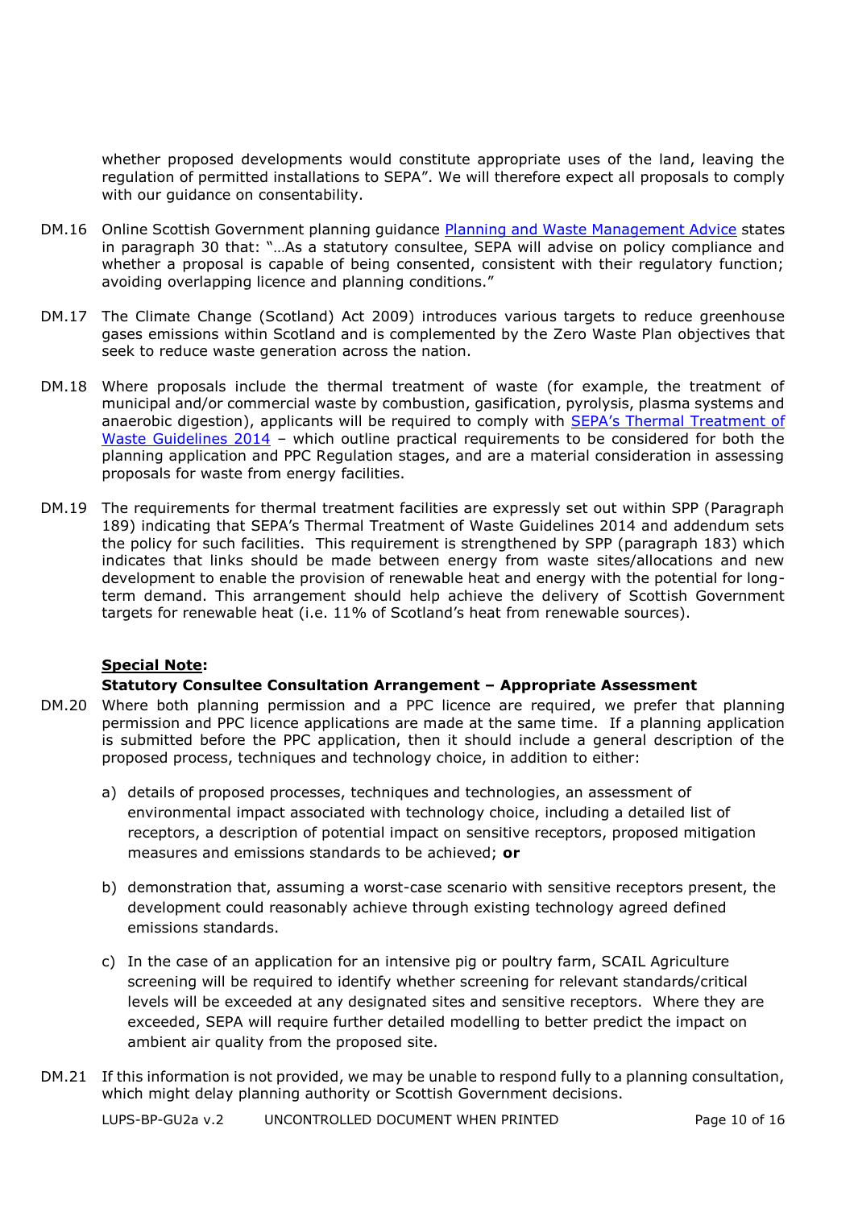whether proposed developments would constitute appropriate uses of the land, leaving the regulation of permitted installations to SEPA". We will therefore expect all proposals to comply with our guidance on consentability.

DM.16 Online Scottish Government planning guidance [Planning and Waste Management Advice] states in paragraph 30 that: "…As a statutory consultee, SEPA will advise on policy compliance and whether a proposal is capable of being consented, consistent with their regulatory function; avoiding overlapping licence and planning conditions."

DM.17 The Climate Change (Scotland) Act 2009) introduces various targets to reduce greenhouse gases emissions within Scotland and is complemented by the Zero Waste Plan objectives that seek to reduce waste generation across the nation.

DM.18 Where proposals include the thermal treatment of waste (for example, the treatment of municipal and/or commercial waste by combustion, gasification, pyrolysis, plasma systems and anaerobic digestion), applicants will be required to comply with [SEPA's Thermal Treatment of Waste Guidelines 2014] – which outline practical requirements to be considered for both the planning application and PPC Regulation stages, and are a material consideration in assessing proposals for waste from energy facilities.

DM.19 The requirements for thermal treatment facilities are expressly set out within SPP (Paragraph 189) indicating that SEPA's Thermal Treatment of Waste Guidelines 2014 and addendum sets the policy for such facilities. This requirement is strengthened by SPP (paragraph 183) which indicates that links should be made between energy from waste sites/allocations and new development to enable the provision of renewable heat and energy with the potential for long-term demand. This arrangement should help achieve the delivery of Scottish Government targets for renewable heat (i.e. 11% of Scotland's heat from renewable sources).

**Special Note:**

**Statutory Consultee Consultation Arrangement – Appropriate Assessment**

DM.20 Where both planning permission and a PPC licence are required, we prefer that planning permission and PPC licence applications are made at the same time. If a planning application is submitted before the PPC application, then it should include a general description of the proposed process, techniques and technology choice, in addition to either:

a) details of proposed processes, techniques and technologies, an assessment of environmental impact associated with technology choice, including a detailed list of receptors, a description of potential impact on sensitive receptors, proposed mitigation measures and emissions standards to be achieved; **or**

b) demonstration that, assuming a worst-case scenario with sensitive receptors present, the development could reasonably achieve through existing technology agreed defined emissions standards.

c) In the case of an application for an intensive pig or poultry farm, SCAIL Agriculture screening will be required to identify whether screening for relevant standards/critical levels will be exceeded at any designated sites and sensitive receptors. Where they are exceeded, SEPA will require further detailed modelling to better predict the impact on ambient air quality from the proposed site.

DM.21 If this information is not provided, we may be unable to respond fully to a planning consultation, which might delay planning authority or Scottish Government decisions.

LUPS-BP-GU2a v.2 UNCONTROLLED DOCUMENT WHEN PRINTED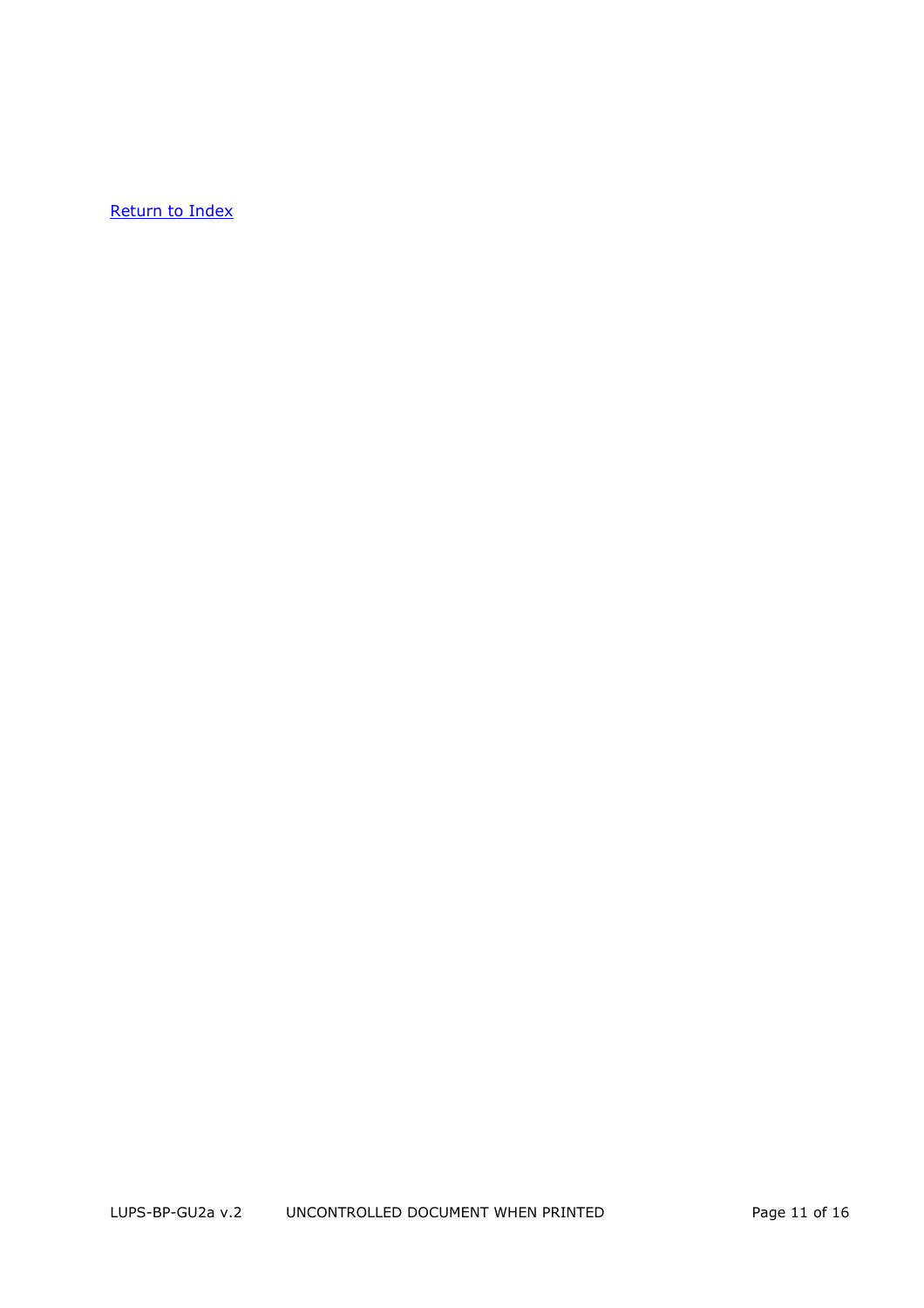[Return to Index]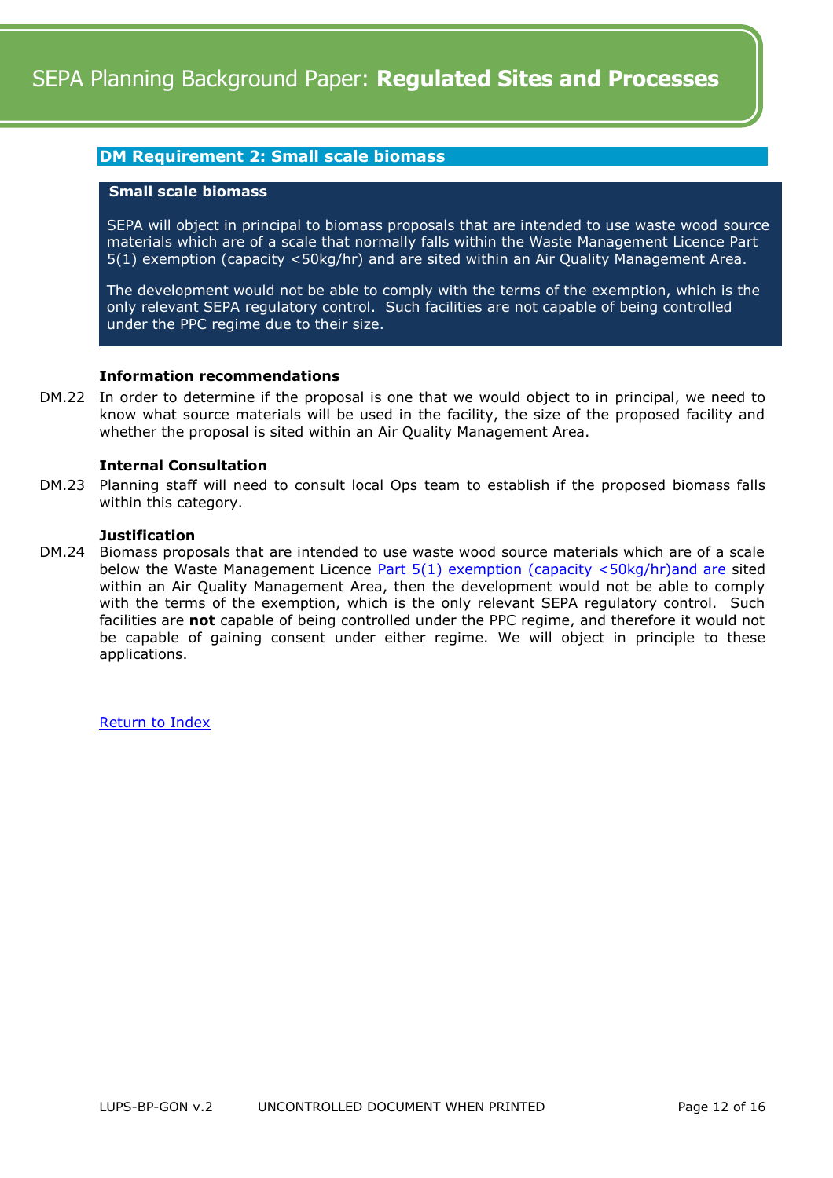## DM Requirement 2: Small scale biomass

### Small scale biomass

SEPA will object in principal to biomass proposals that are intended to use waste wood source materials which are of a scale that normally falls within the Waste Management Licence Part 5(1) exemption (capacity <50kg/hr) and are sited within an Air Quality Management Area.

The development would not be able to comply with the terms of the exemption, which is the only relevant SEPA regulatory control. Such facilities are not capable of being controlled under the PPC regime due to their size.

**Information recommendations**

DM.22 In order to determine if the proposal is one that we would object to in principal, we need to know what source materials will be used in the facility, the size of the proposed facility and whether the proposal is sited within an Air Quality Management Area.

**Internal Consultation**

DM.23 Planning staff will need to consult local Ops team to establish if the proposed biomass falls within this category.

**Justification**

DM.24 Biomass proposals that are intended to use waste wood source materials which are of a scale below the Waste Management Licence Part 5(1) exemption (capacity <50kg/hr)and are sited within an Air Quality Management Area, then the development would not be able to comply with the terms of the exemption, which is the only relevant SEPA regulatory control. Such facilities are **not** capable of being controlled under the PPC regime, and therefore it would not be capable of gaining consent under either regime. We will object in principle to these applications.

Return to Index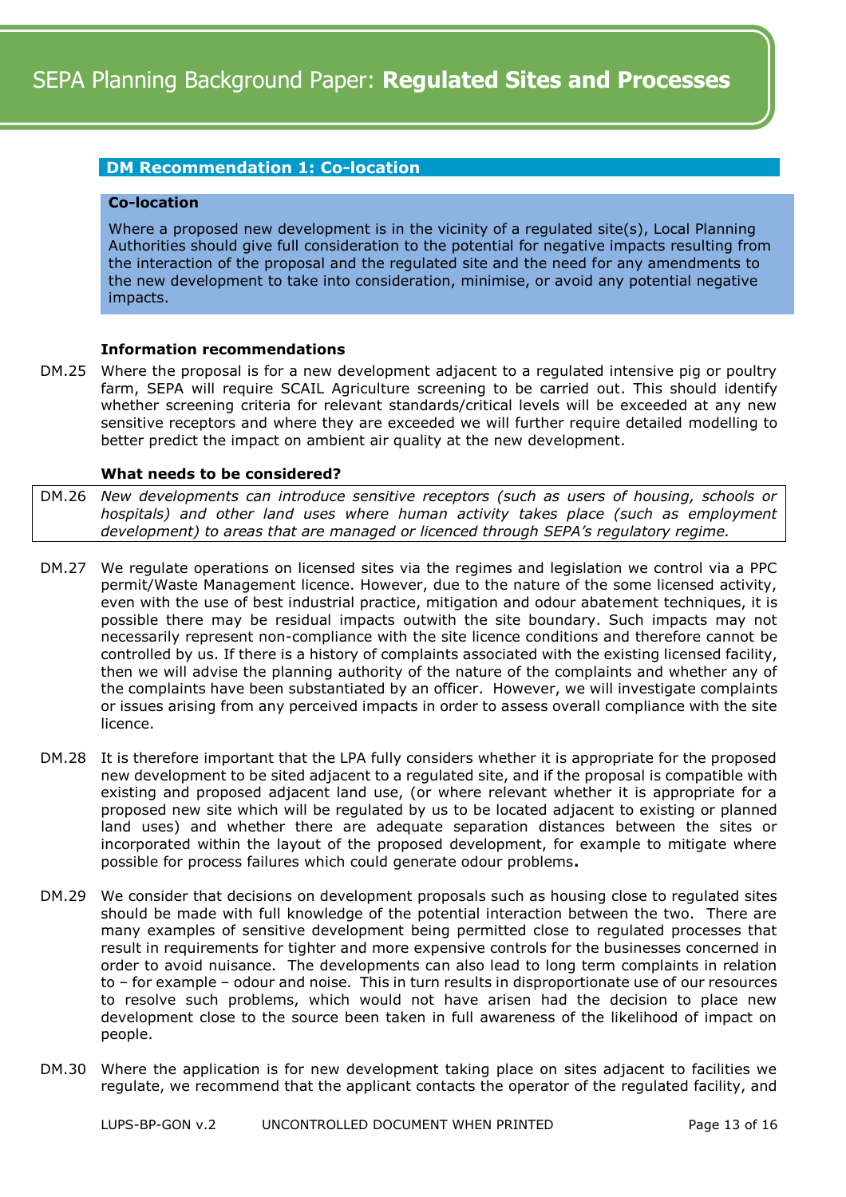### DM Recommendation 1: Co-location

**Co-location**

Where a proposed new development is in the vicinity of a regulated site(s), Local Planning Authorities should give full consideration to the potential for negative impacts resulting from the interaction of the proposal and the regulated site and the need for any amendments to the new development to take into consideration, minimise, or avoid any potential negative impacts.

**Information recommendations**

DM.25 Where the proposal is for a new development adjacent to a regulated intensive pig or poultry farm, SEPA will require SCAIL Agriculture screening to be carried out. This should identify whether screening criteria for relevant standards/critical levels will be exceeded at any new sensitive receptors and where they are exceeded we will further require detailed modelling to better predict the impact on ambient air quality at the new development.

**What needs to be considered?**

DM.26 *New developments can introduce sensitive receptors (such as users of housing, schools or hospitals) and other land uses where human activity takes place (such as employment development) to areas that are managed or licenced through SEPA's regulatory regime.*

DM.27 We regulate operations on licensed sites via the regimes and legislation we control via a PPC permit/Waste Management licence. However, due to the nature of the some licensed activity, even with the use of best industrial practice, mitigation and odour abatement techniques, it is possible there may be residual impacts outwith the site boundary. Such impacts may not necessarily represent non-compliance with the site licence conditions and therefore cannot be controlled by us. If there is a history of complaints associated with the existing licensed facility, then we will advise the planning authority of the nature of the complaints and whether any of the complaints have been substantiated by an officer. However, we will investigate complaints or issues arising from any perceived impacts in order to assess overall compliance with the site licence.

DM.28 It is therefore important that the LPA fully considers whether it is appropriate for the proposed new development to be sited adjacent to a regulated site, and if the proposal is compatible with existing and proposed adjacent land use, (or where relevant whether it is appropriate for a proposed new site which will be regulated by us to be located adjacent to existing or planned land uses) and whether there are adequate separation distances between the sites or incorporated within the layout of the proposed development, for example to mitigate where possible for process failures which could generate odour problems**.**

DM.29 We consider that decisions on development proposals such as housing close to regulated sites should be made with full knowledge of the potential interaction between the two. There are many examples of sensitive development being permitted close to regulated processes that result in requirements for tighter and more expensive controls for the businesses concerned in order to avoid nuisance. The developments can also lead to long term complaints in relation to – for example – odour and noise. This in turn results in disproportionate use of our resources to resolve such problems, which would not have arisen had the decision to place new development close to the source been taken in full awareness of the likelihood of impact on people.

DM.30 Where the application is for new development taking place on sites adjacent to facilities we regulate, we recommend that the applicant contacts the operator of the regulated facility, and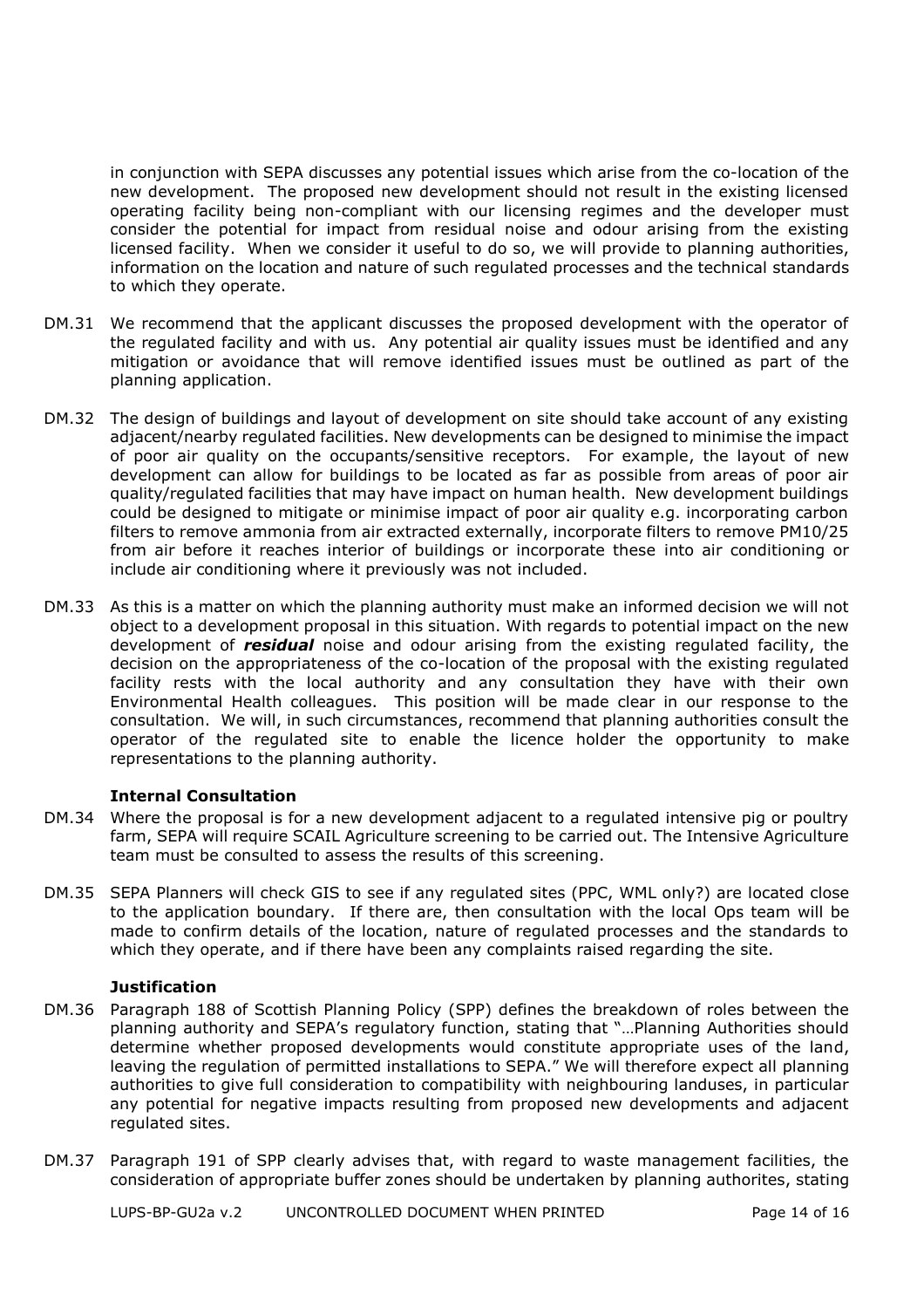in conjunction with SEPA discusses any potential issues which arise from the co-location of the new development. The proposed new development should not result in the existing licensed operating facility being non-compliant with our licensing regimes and the developer must consider the potential for impact from residual noise and odour arising from the existing licensed facility. When we consider it useful to do so, we will provide to planning authorities, information on the location and nature of such regulated processes and the technical standards to which they operate.

DM.31 We recommend that the applicant discusses the proposed development with the operator of the regulated facility and with us. Any potential air quality issues must be identified and any mitigation or avoidance that will remove identified issues must be outlined as part of the planning application.

DM.32 The design of buildings and layout of development on site should take account of any existing adjacent/nearby regulated facilities. New developments can be designed to minimise the impact of poor air quality on the occupants/sensitive receptors. For example, the layout of new development can allow for buildings to be located as far as possible from areas of poor air quality/regulated facilities that may have impact on human health. New development buildings could be designed to mitigate or minimise impact of poor air quality e.g. incorporating carbon filters to remove ammonia from air extracted externally, incorporate filters to remove PM10/25 from air before it reaches interior of buildings or incorporate these into air conditioning or include air conditioning where it previously was not included.

DM.33 As this is a matter on which the planning authority must make an informed decision we will not object to a development proposal in this situation. With regards to potential impact on the new development of ***residual*** noise and odour arising from the existing regulated facility, the decision on the appropriateness of the co-location of the proposal with the existing regulated facility rests with the local authority and any consultation they have with their own Environmental Health colleagues. This position will be made clear in our response to the consultation. We will, in such circumstances, recommend that planning authorities consult the operator of the regulated site to enable the licence holder the opportunity to make representations to the planning authority.

**Internal Consultation**

DM.34 Where the proposal is for a new development adjacent to a regulated intensive pig or poultry farm, SEPA will require SCAIL Agriculture screening to be carried out. The Intensive Agriculture team must be consulted to assess the results of this screening.

DM.35 SEPA Planners will check GIS to see if any regulated sites (PPC, WML only?) are located close to the application boundary. If there are, then consultation with the local Ops team will be made to confirm details of the location, nature of regulated processes and the standards to which they operate, and if there have been any complaints raised regarding the site.

**Justification**

DM.36 Paragraph 188 of Scottish Planning Policy (SPP) defines the breakdown of roles between the planning authority and SEPA's regulatory function, stating that "…Planning Authorities should determine whether proposed developments would constitute appropriate uses of the land, leaving the regulation of permitted installations to SEPA." We will therefore expect all planning authorities to give full consideration to compatibility with neighbouring landuses, in particular any potential for negative impacts resulting from proposed new developments and adjacent regulated sites.

DM.37 Paragraph 191 of SPP clearly advises that, with regard to waste management facilities, the consideration of appropriate buffer zones should be undertaken by planning authorites, stating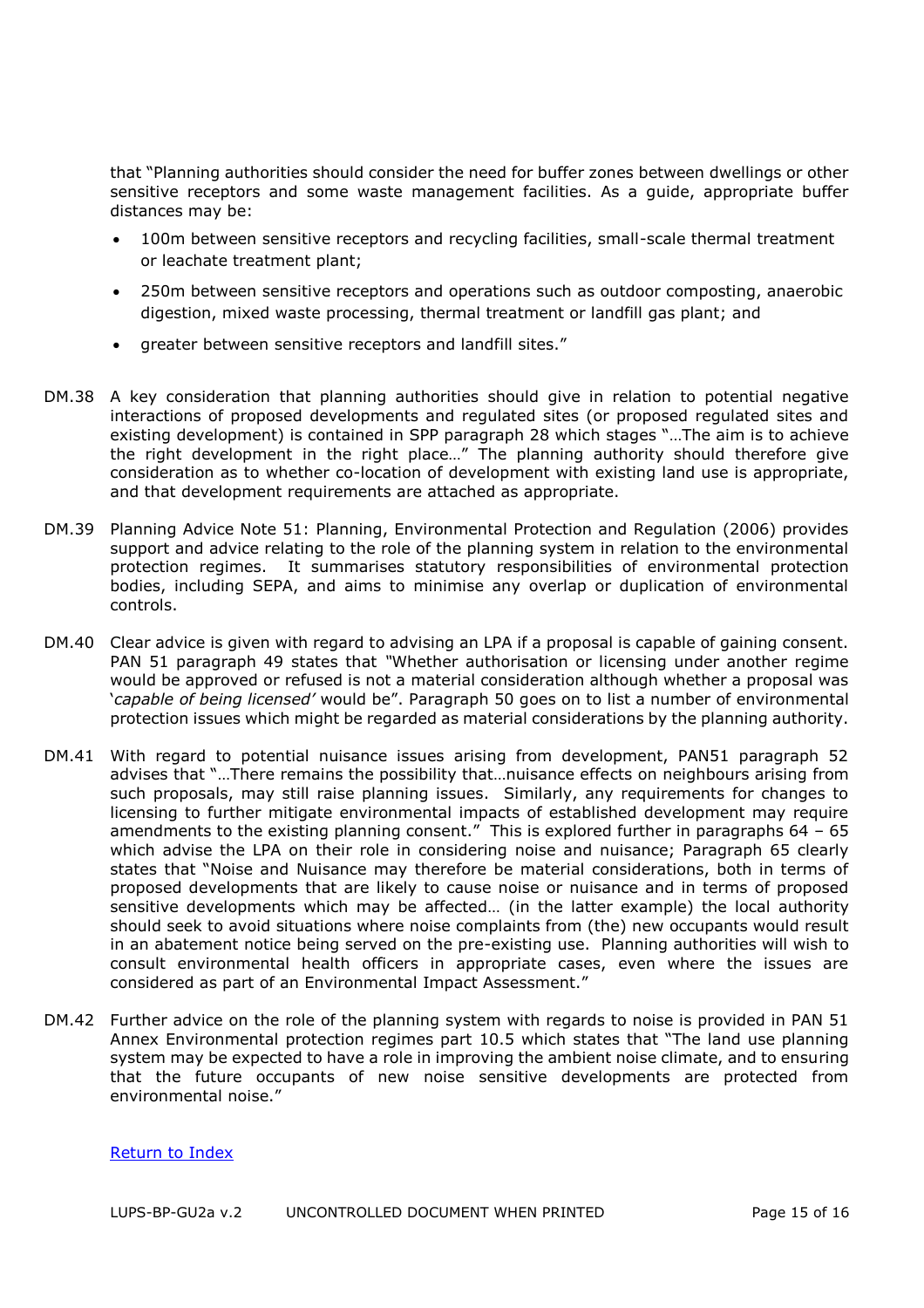that "Planning authorities should consider the need for buffer zones between dwellings or other sensitive receptors and some waste management facilities. As a guide, appropriate buffer distances may be:

- 100m between sensitive receptors and recycling facilities, small-scale thermal treatment or leachate treatment plant;
- 250m between sensitive receptors and operations such as outdoor composting, anaerobic digestion, mixed waste processing, thermal treatment or landfill gas plant; and
- greater between sensitive receptors and landfill sites."

DM.38 A key consideration that planning authorities should give in relation to potential negative interactions of proposed developments and regulated sites (or proposed regulated sites and existing development) is contained in SPP paragraph 28 which stages "…The aim is to achieve the right development in the right place…" The planning authority should therefore give consideration as to whether co-location of development with existing land use is appropriate, and that development requirements are attached as appropriate.

DM.39 Planning Advice Note 51: Planning, Environmental Protection and Regulation (2006) provides support and advice relating to the role of the planning system in relation to the environmental protection regimes. It summarises statutory responsibilities of environmental protection bodies, including SEPA, and aims to minimise any overlap or duplication of environmental controls.

DM.40 Clear advice is given with regard to advising an LPA if a proposal is capable of gaining consent. PAN 51 paragraph 49 states that "Whether authorisation or licensing under another regime would be approved or refused is not a material consideration although whether a proposal was '*capable of being licensed'* would be". Paragraph 50 goes on to list a number of environmental protection issues which might be regarded as material considerations by the planning authority.

DM.41 With regard to potential nuisance issues arising from development, PAN51 paragraph 52 advises that "…There remains the possibility that…nuisance effects on neighbours arising from such proposals, may still raise planning issues. Similarly, any requirements for changes to licensing to further mitigate environmental impacts of established development may require amendments to the existing planning consent." This is explored further in paragraphs 64 – 65 which advise the LPA on their role in considering noise and nuisance; Paragraph 65 clearly states that "Noise and Nuisance may therefore be material considerations, both in terms of proposed developments that are likely to cause noise or nuisance and in terms of proposed sensitive developments which may be affected… (in the latter example) the local authority should seek to avoid situations where noise complaints from (the) new occupants would result in an abatement notice being served on the pre-existing use. Planning authorities will wish to consult environmental health officers in appropriate cases, even where the issues are considered as part of an Environmental Impact Assessment."

DM.42 Further advice on the role of the planning system with regards to noise is provided in PAN 51 Annex Environmental protection regimes part 10.5 which states that "The land use planning system may be expected to have a role in improving the ambient noise climate, and to ensuring that the future occupants of new noise sensitive developments are protected from environmental noise."

Return to Index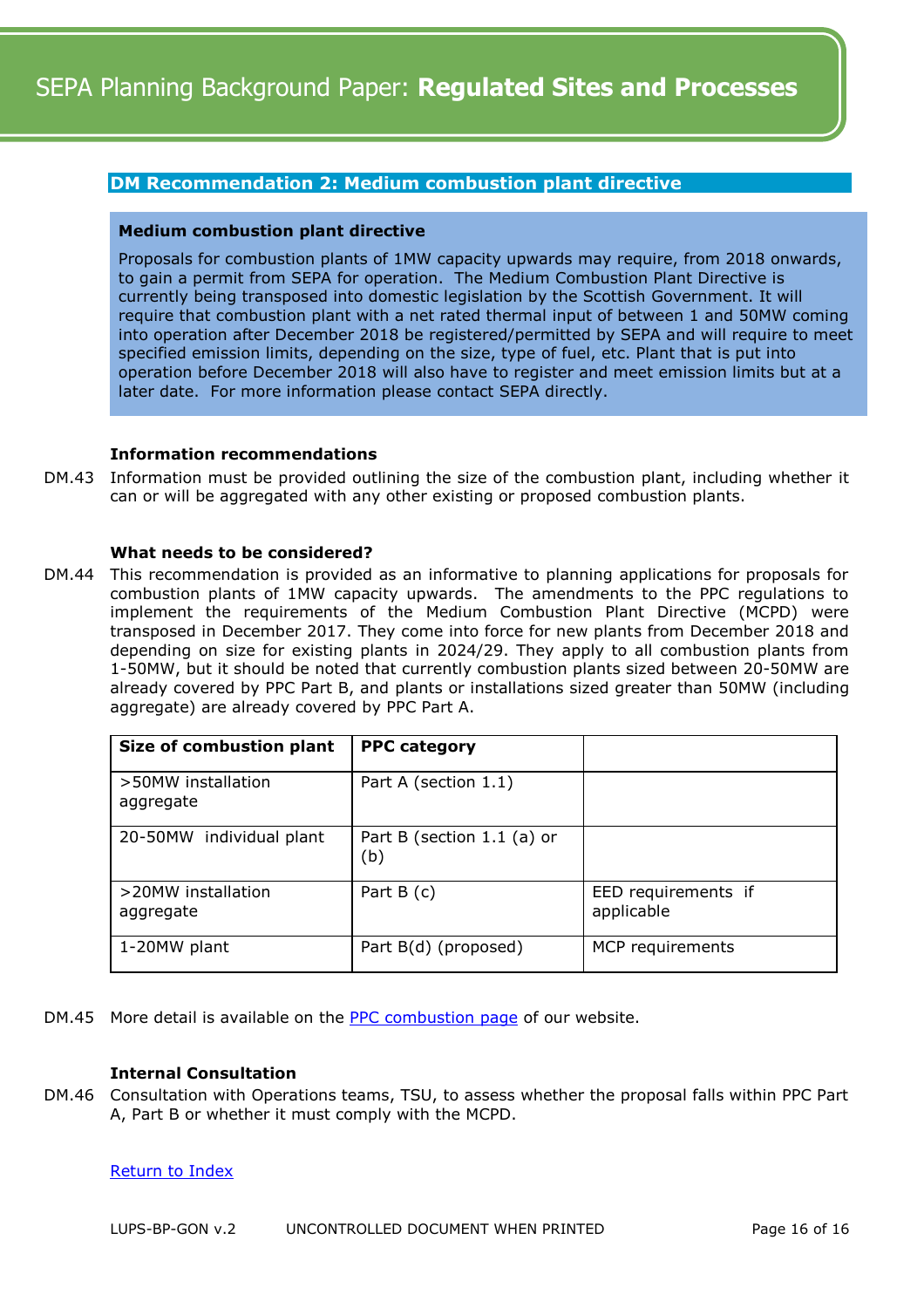## DM Recommendation 2: Medium combustion plant directive

**Medium combustion plant directive**

Proposals for combustion plants of 1MW capacity upwards may require, from 2018 onwards, to gain a permit from SEPA for operation. The Medium Combustion Plant Directive is currently being transposed into domestic legislation by the Scottish Government. It will require that combustion plant with a net rated thermal input of between 1 and 50MW coming into operation after December 2018 be registered/permitted by SEPA and will require to meet specified emission limits, depending on the size, type of fuel, etc. Plant that is put into operation before December 2018 will also have to register and meet emission limits but at a later date. For more information please contact SEPA directly.

### Information recommendations

DM.43 Information must be provided outlining the size of the combustion plant, including whether it can or will be aggregated with any other existing or proposed combustion plants.

### What needs to be considered?

DM.44 This recommendation is provided as an informative to planning applications for proposals for combustion plants of 1MW capacity upwards. The amendments to the PPC regulations to implement the requirements of the Medium Combustion Plant Directive (MCPD) were transposed in December 2017. They come into force for new plants from December 2018 and depending on size for existing plants in 2024/29. They apply to all combustion plants from 1-50MW, but it should be noted that currently combustion plants sized between 20-50MW are already covered by PPC Part B, and plants or installations sized greater than 50MW (including aggregate) are already covered by PPC Part A.

| Size of combustion plant | PPC category | |
|---|---|---|
| >50MW installation aggregate | Part A (section 1.1) | |
| 20-50MW individual plant | Part B (section 1.1 (a) or (b) | |
| >20MW installation aggregate | Part B (c) | EED requirements if applicable |
| 1-20MW plant | Part B(d) (proposed) | MCP requirements |

DM.45 More detail is available on the PPC combustion page of our website.

### Internal Consultation

DM.46 Consultation with Operations teams, TSU, to assess whether the proposal falls within PPC Part A, Part B or whether it must comply with the MCPD.

Return to Index